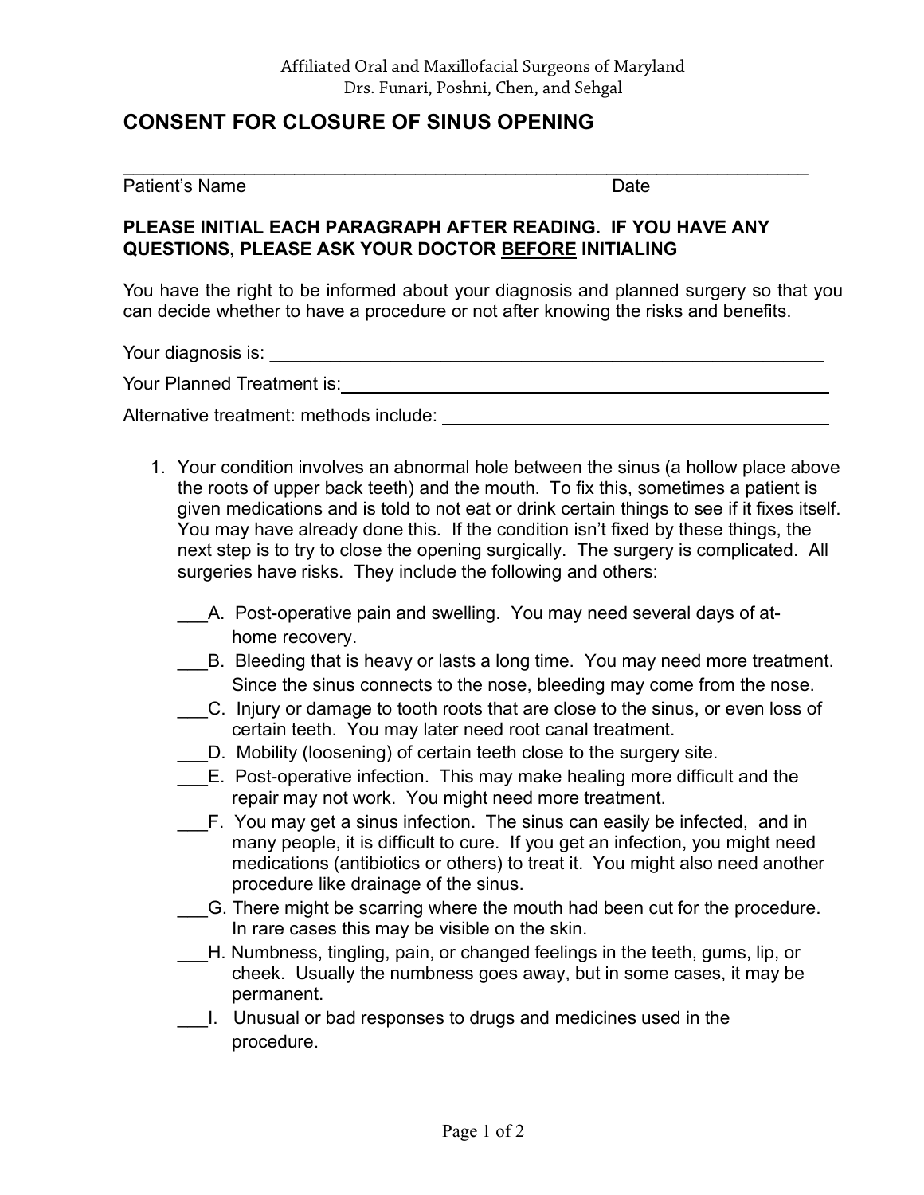Affiliated Oral and Maxillofacial Surgeons of Maryland
Drs. Funari, Poshni, Chen, and Sehgal

# CONSENT FOR CLOSURE OF SINUS OPENING

\_\_\_\_\_\_\_\_\_\_\_\_\_\_\_\_\_\_\_\_\_\_\_\_\_\_\_\_\_\_\_\_\_\_\_\_\_\_\_\_\_\_\_\_\_\_\_\_\_\_\_\_\_\_\_\_\_\_\_\_\_\_\_\_\_\_
Patient's Name Date

**PLEASE INITIAL EACH PARAGRAPH AFTER READING. IF YOU HAVE ANY QUESTIONS, PLEASE ASK YOUR DOCTOR <u>BEFORE</u> INITIALING**

You have the right to be informed about your diagnosis and planned surgery so that you can decide whether to have a procedure or not after knowing the risks and benefits.

Your diagnosis is: \_\_\_\_\_\_\_\_\_\_\_\_\_\_\_\_\_\_\_\_\_\_\_\_\_\_\_\_\_\_\_\_\_\_\_\_\_\_\_\_\_\_\_\_\_\_\_\_\_\_\_\_\_\_\_\_

Your Planned Treatment is: \_\_\_\_\_\_\_\_\_\_\_\_\_\_\_\_\_\_\_\_\_\_\_\_\_\_\_\_\_\_\_\_\_\_\_\_\_\_\_\_\_\_\_\_\_\_\_\_\_\_

Alternative treatment: methods include: \_\_\_\_\_\_\_\_\_\_\_\_\_\_\_\_\_\_\_\_\_\_\_\_\_\_\_\_\_\_\_\_\_\_\_\_\_\_\_\_

1. Your condition involves an abnormal hole between the sinus (a hollow place above the roots of upper back teeth) and the mouth. To fix this, sometimes a patient is given medications and is told to not eat or drink certain things to see if it fixes itself. You may have already done this. If the condition isn't fixed by these things, the next step is to try to close the opening surgically. The surgery is complicated. All surgeries have risks. They include the following and others:

   \_\_\_A. Post-operative pain and swelling. You may need several days of at-home recovery.

   \_\_\_B. Bleeding that is heavy or lasts a long time. You may need more treatment. Since the sinus connects to the nose, bleeding may come from the nose.

   \_\_\_C. Injury or damage to tooth roots that are close to the sinus, or even loss of certain teeth. You may later need root canal treatment.

   \_\_\_D. Mobility (loosening) of certain teeth close to the surgery site.

   \_\_\_E. Post-operative infection. This may make healing more difficult and the repair may not work. You might need more treatment.

   \_\_\_F. You may get a sinus infection. The sinus can easily be infected, and in many people, it is difficult to cure. If you get an infection, you might need medications (antibiotics or others) to treat it. You might also need another procedure like drainage of the sinus.

   \_\_\_G. There might be scarring where the mouth had been cut for the procedure. In rare cases this may be visible on the skin.

   \_\_\_H. Numbness, tingling, pain, or changed feelings in the teeth, gums, lip, or cheek. Usually the numbness goes away, but in some cases, it may be permanent.

   \_\_\_I. Unusual or bad responses to drugs and medicines used in the procedure.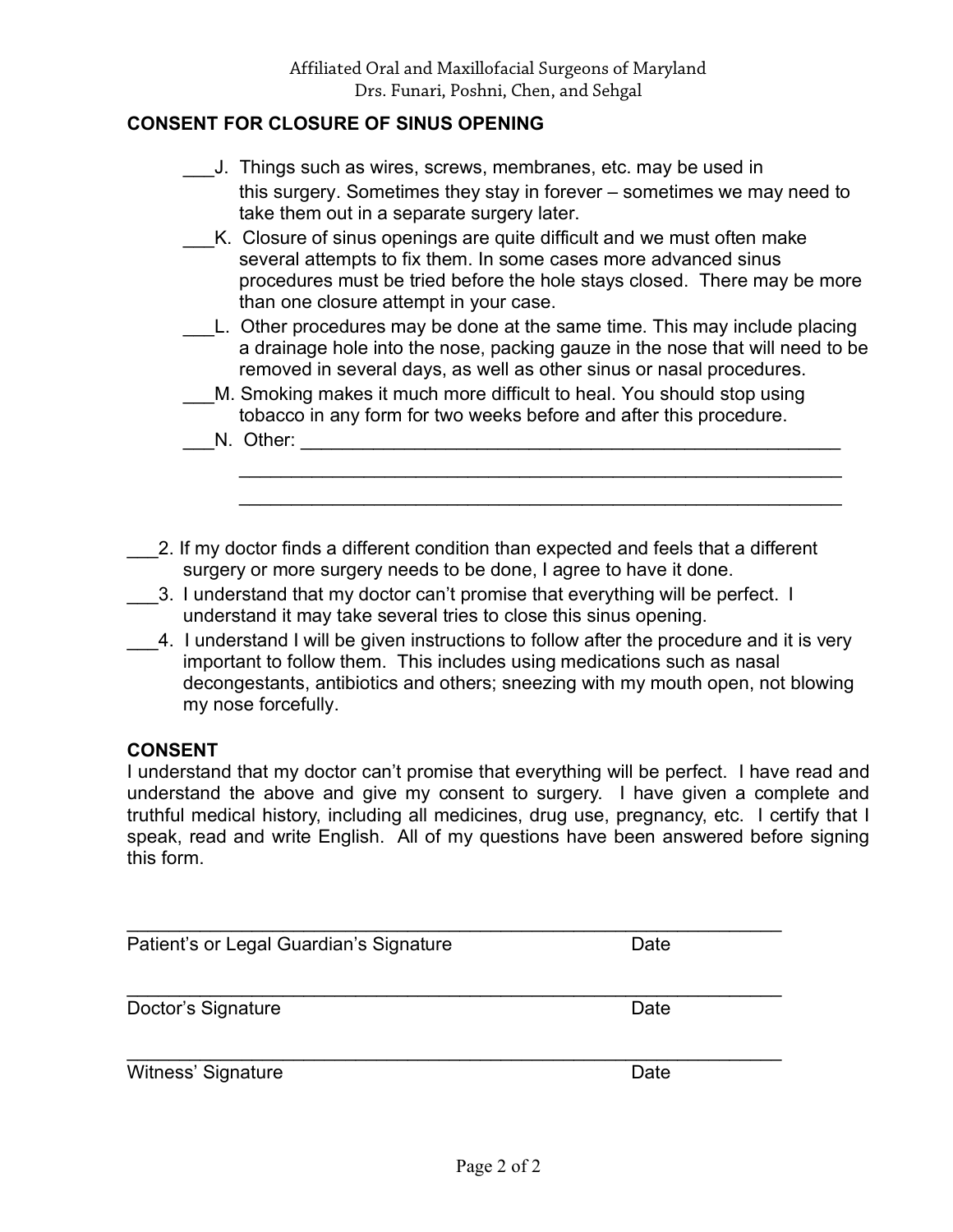Affiliated Oral and Maxillofacial Surgeons of Maryland
Drs. Funari, Poshni, Chen, and Sehgal

**CONSENT FOR CLOSURE OF SINUS OPENING**

___J. Things such as wires, screws, membranes, etc. may be used in this surgery. Sometimes they stay in forever – sometimes we may need to take them out in a separate surgery later.

___K. Closure of sinus openings are quite difficult and we must often make several attempts to fix them. In some cases more advanced sinus procedures must be tried before the hole stays closed. There may be more than one closure attempt in your case.

___L. Other procedures may be done at the same time. This may include placing a drainage hole into the nose, packing gauze in the nose that will need to be removed in several days, as well as other sinus or nasal procedures.

___M. Smoking makes it much more difficult to heal. You should stop using tobacco in any form for two weeks before and after this procedure.

___N. Other: ______________________________________________________
______________________________________________________________
______________________________________________________________

___2. If my doctor finds a different condition than expected and feels that a different surgery or more surgery needs to be done, I agree to have it done.

___3. I understand that my doctor can't promise that everything will be perfect. I understand it may take several tries to close this sinus opening.

___4. I understand I will be given instructions to follow after the procedure and it is very important to follow them. This includes using medications such as nasal decongestants, antibiotics and others; sneezing with my mouth open, not blowing my nose forcefully.

**CONSENT**

I understand that my doctor can't promise that everything will be perfect. I have read and understand the above and give my consent to surgery. I have given a complete and truthful medical history, including all medicines, drug use, pregnancy, etc. I certify that I speak, read and write English. All of my questions have been answered before signing this form.

______________________________________________________________
Patient's or Legal Guardian's Signature Date

______________________________________________________________
Doctor's Signature Date

______________________________________________________________
Witness' Signature Date